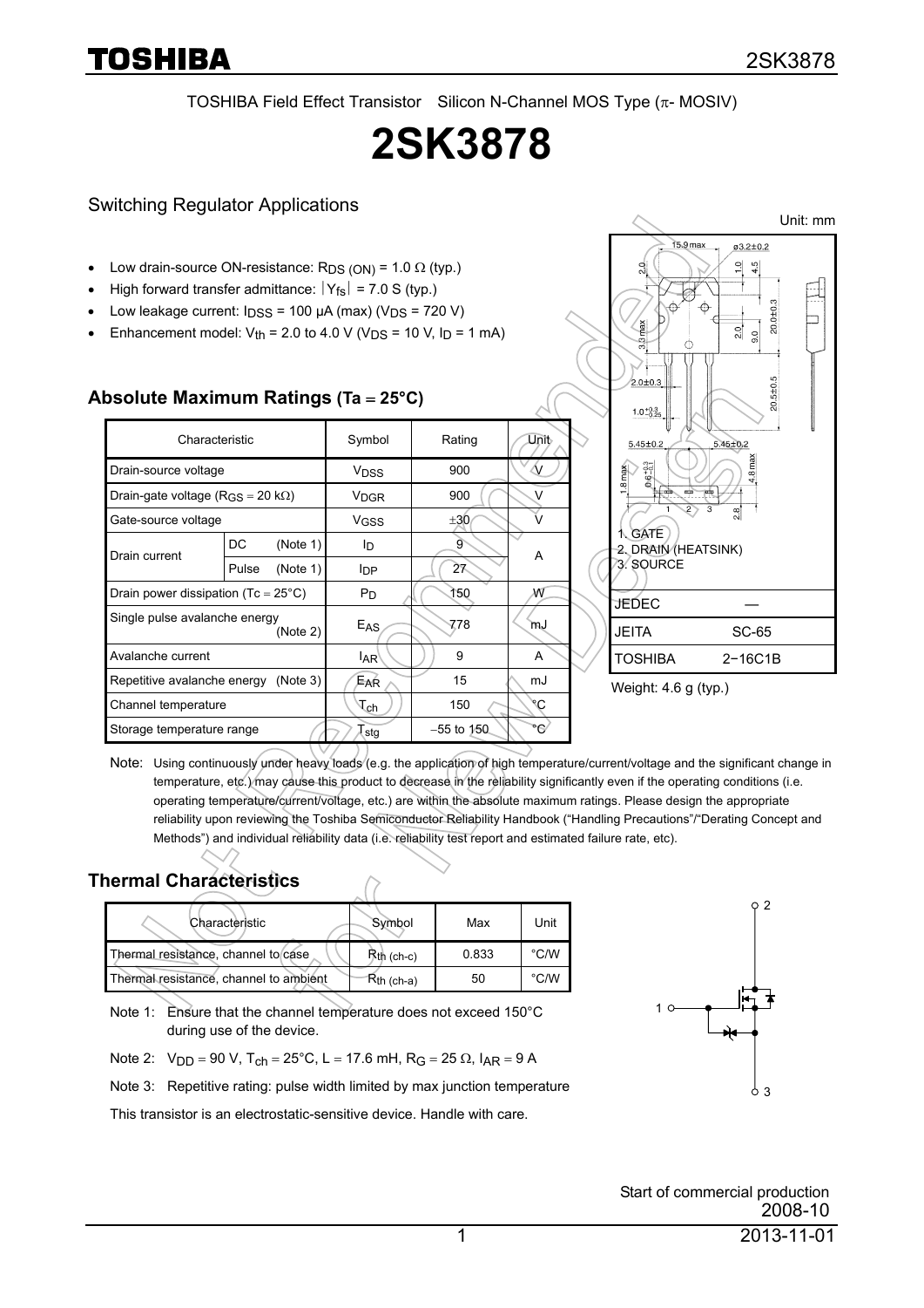TOSHIBA Field Effect Transistor Silicon N-Channel MOS Type (π- MOSIV)

# 2SK3878

## Switching Regulator Applications

- Low drain-source ON-resistance: $R_{DS\ (ON)}$ = 1.0 Ω (typ.)
- High forward transfer admittance: $|Y_{fs}|$ = 7.0 S (typ.)
- Low leakage current: $I_{DSS}$ = 100 μA (max) ($V_{DS}$ = 720 V)
- Enhancement model: $V_{th}$ = 2.0 to 4.0 V ($V_{DS}$ = 10 V, $I_D$ = 1 mA)

Unit: mm

1. GATE
2. DRAIN (HEATSINK)
3. SOURCE

| | |
|---|---|
| JEDEC | ― |
| JEITA | SC-65 |
| TOSHIBA | 2−16C1B |

Weight: 4.6 g (typ.)

## Absolute Maximum Ratings (Ta = 25°C)

| Characteristic | | Symbol | Rating | Unit |
|---|---|---|---|---|
| Drain-source voltage | | $V_{DSS}$ | 900 | V |
| Drain-gate voltage ($R_{GS}$ = 20 kΩ) | | $V_{DGR}$ | 900 | V |
| Gate-source voltage | | $V_{GSS}$ | ±30 | V |
| Drain current | DC (Note 1) | $I_D$ | 9 | A |
| | Pulse (Note 1) | $I_{DP}$ | 27 | |
| Drain power dissipation (Tc = 25°C) | | $P_D$ | 150 | W |
| Single pulse avalanche energy (Note 2) | | $E_{AS}$ | 778 | mJ |
| Avalanche current | | $I_{AR}$ | 9 | A |
| Repetitive avalanche energy (Note 3) | | $E_{AR}$ | 15 | mJ |
| Channel temperature | | $T_{ch}$ | 150 | °C |
| Storage temperature range | | $T_{stg}$ | −55 to 150 | °C |

Note: Using continuously under heavy loads (e.g. the application of high temperature/current/voltage and the significant change in temperature, etc.) may cause this product to decrease in the reliability significantly even if the operating conditions (i.e. operating temperature/current/voltage, etc.) are within the absolute maximum ratings. Please design the appropriate reliability upon reviewing the Toshiba Semiconductor Reliability Handbook ("Handling Precautions"/"Derating Concept and Methods") and individual reliability data (i.e. reliability test report and estimated failure rate, etc).

## Thermal Characteristics

| Characteristic | Symbol | Max | Unit |
|---|---|---|---|
| Thermal resistance, channel to case | $R_{th\ (ch-c)}$ | 0.833 | °C/W |
| Thermal resistance, channel to ambient | $R_{th\ (ch-a)}$ | 50 | °C/W |

Note 1: Ensure that the channel temperature does not exceed 150°C during use of the device.

Note 2: $V_{DD}$ = 90 V, $T_{ch}$ = 25°C, L = 17.6 mH, $R_G$ = 25 Ω, $I_{AR}$ = 9 A

Note 3: Repetitive rating: pulse width limited by max junction temperature

This transistor is an electrostatic-sensitive device. Handle with care.

Start of commercial production
2008-10

2013-11-01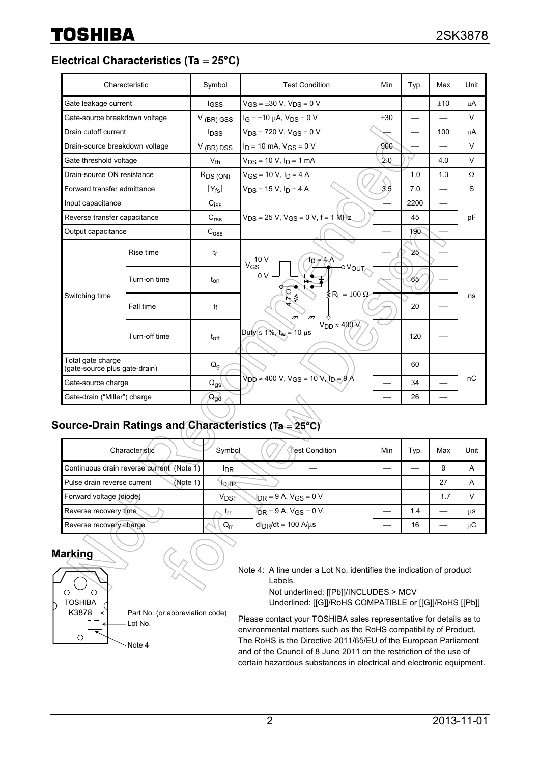## Electrical Characteristics (Ta = 25°C)

| Characteristic | | Symbol | Test Condition | Min | Typ. | Max | Unit |
|---|---|---|---|---|---|---|---|
| Gate leakage current | | $I_{GSS}$ | $V_{GS}$ = ±30 V, $V_{DS}$ = 0 V | — | — | ±10 | μA |
| Gate-source breakdown voltage | | $V_{(BR)\ GSS}$ | $I_G$ = ±10 μA, $V_{DS}$ = 0 V | ±30 | — | — | V |
| Drain cutoff current | | $I_{DSS}$ | $V_{DS}$ = 720 V, $V_{GS}$ = 0 V | — | — | 100 | μA |
| Drain-source breakdown voltage | | $V_{(BR)\ DSS}$ | $I_D$ = 10 mA, $V_{GS}$ = 0 V | 900 | — | — | V |
| Gate threshold voltage | | $V_{th}$ | $V_{DS}$ = 10 V, $I_D$ = 1 mA | 2.0 | — | 4.0 | V |
| Drain-source ON resistance | | $R_{DS\ (ON)}$ | $V_{GS}$ = 10 V, $I_D$ = 4 A | — | 1.0 | 1.3 | Ω |
| Forward transfer admittance | | $\lvert Y_{fs} \rvert$ | $V_{DS}$ = 15 V, $I_D$ = 4 A | 3.5 | 7.0 | — | S |
| Input capacitance | | $C_{iss}$ | $V_{DS}$ = 25 V, $V_{GS}$ = 0 V, f = 1 MHz | — | 2200 | — | pF |
| Reverse transfer capacitance | | $C_{rss}$ | | — | 45 | — | |
| Output capacitance | | $C_{oss}$ | | — | 190 | — | |
| Switching time | Rise time | $t_r$ | $V_{GS}$: 10 V / 0 V, $I_D$ = 4 A, $V_{OUT}$, 4.7 Ω, $R_L$ = 100 Ω, $V_{DD}$ ≈ 400 V; Duty ≤ 1%, $t_w$ = 10 μs | — | 25 | — | ns |
| | Turn-on time | $t_{on}$ | | — | 65 | — | |
| | Fall time | $t_f$ | | — | 20 | — | |
| | Turn-off time | $t_{off}$ | | — | 120 | — | |
| Total gate charge (gate-source plus gate-drain) | | $Q_g$ | $V_{DD}$ ≈ 400 V, $V_{GS}$ = 10 V, $I_D$ = 9 A | — | 60 | — | nC |
| Gate-source charge | | $Q_{gs}$ | | — | 34 | — | |
| Gate-drain ("Miller") charge | | $Q_{gd}$ | | — | 26 | — | |

## Source-Drain Ratings and Characteristics (Ta = 25°C)

| Characteristic | Symbol | Test Condition | Min | Typ. | Max | Unit |
|---|---|---|---|---|---|---|
| Continuous drain reverse current (Note 1) | $I_{DR}$ | — | — | — | 9 | A |
| Pulse drain reverse current (Note 1) | $I_{DRP}$ | — | — | — | 27 | A |
| Forward voltage (diode) | $V_{DSF}$ | $I_{DR}$ = 9 A, $V_{GS}$ = 0 V | — | — | −1.7 | V |
| Reverse recovery time | $t_{rr}$ | $I_{DR}$ = 9 A, $V_{GS}$ = 0 V, | — | 1.4 | — | μs |
| Reverse recovery charge | $Q_{rr}$ | $dI_{DR}/dt$ = 100 A/μs | — | 16 | — | μC |

## Marking

TOSHIBA
K3878

- Part No. (or abbreviation code)
- Lot No.
- Note 4

Note 4: A line under a Lot No. identifies the indication of product Labels.
Not underlined: [[Pb]]/INCLUDES > MCV
Underlined: [[G]]/RoHS COMPATIBLE or [[G]]/RoHS [[Pb]]

Please contact your TOSHIBA sales representative for details as to environmental matters such as the RoHS compatibility of Product. The RoHS is the Directive 2011/65/EU of the European Parliament and of the Council of 8 June 2011 on the restriction of the use of certain hazardous substances in electrical and electronic equipment.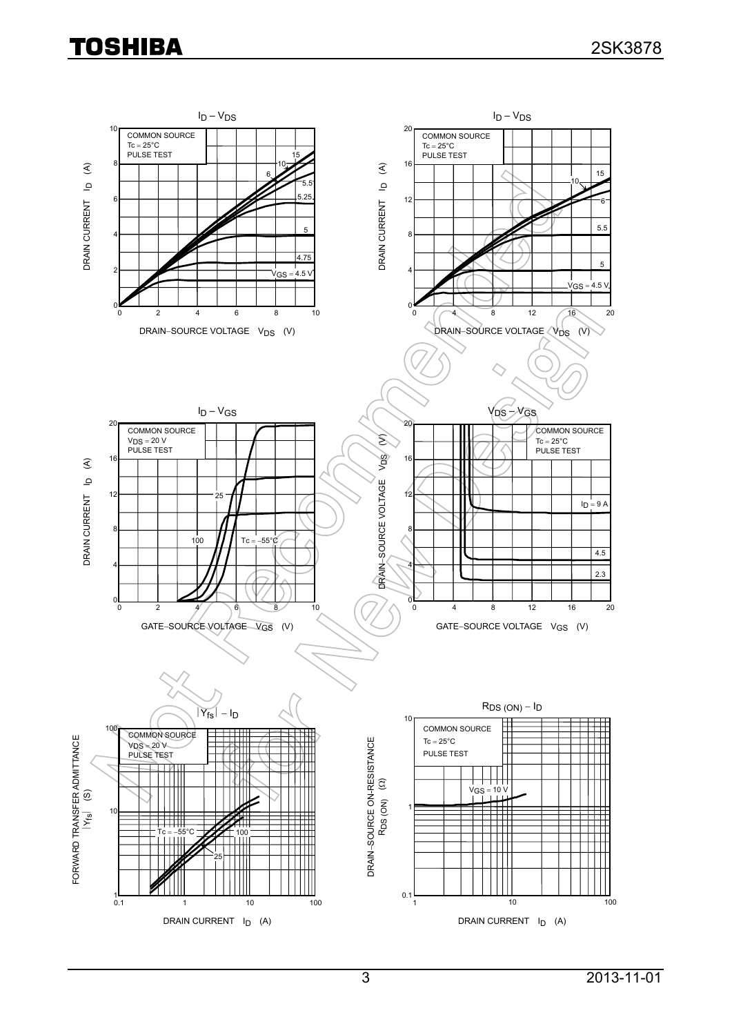## $I_D$ – $V_{DS}$

COMMON SOURCE
Tc = 25°C
PULSE TEST

DRAIN CURRENT $I_D$ (A)

DRAIN–SOURCE VOLTAGE $V_{DS}$ (V)

$V_{GS}$ = 4.5 V, 4.75, 5, 5.25, 5.5, 6, 10, 15

## $I_D$ – $V_{DS}$

COMMON SOURCE
Tc = 25°C
PULSE TEST

DRAIN CURRENT $I_D$ (A)

DRAIN–SOURCE VOLTAGE $V_{DS}$ (V)

$V_{GS}$ = 4.5 V, 5, 5.5, 6, 10, 15

## $I_D$ – $V_{GS}$

COMMON SOURCE
$V_{DS}$ = 20 V
PULSE TEST

DRAIN CURRENT $I_D$ (A)

GATE–SOURCE VOLTAGE $V_{GS}$ (V)

Tc = −55°C, 25, 100

## $V_{DS}$ – $V_{GS}$

COMMON SOURCE
Tc = 25°C
PULSE TEST

DRAIN–SOURCE VOLTAGE $V_{DS}$ (V)

GATE–SOURCE VOLTAGE $V_{GS}$ (V)

$I_D$ = 9 A, 4.5, 2.3

## |$Y_{fs}$| – $I_D$

COMMON SOURCE
$V_{DS}$ = 20 V
PULSE TEST

FORWARD TRANSFER ADMITTANCE |$Y_{fs}$| (S)

DRAIN CURRENT $I_D$ (A)

Tc = −55°C, 25, 100

## $R_{DS (ON)}$ – $I_D$

COMMON SOURCE
Tc = 25°C
PULSE TEST

DRAIN–SOURCE ON-RESISTANCE $R_{DS (ON)}$ (Ω)

DRAIN CURRENT $I_D$ (A)

$V_{GS}$ = 10 V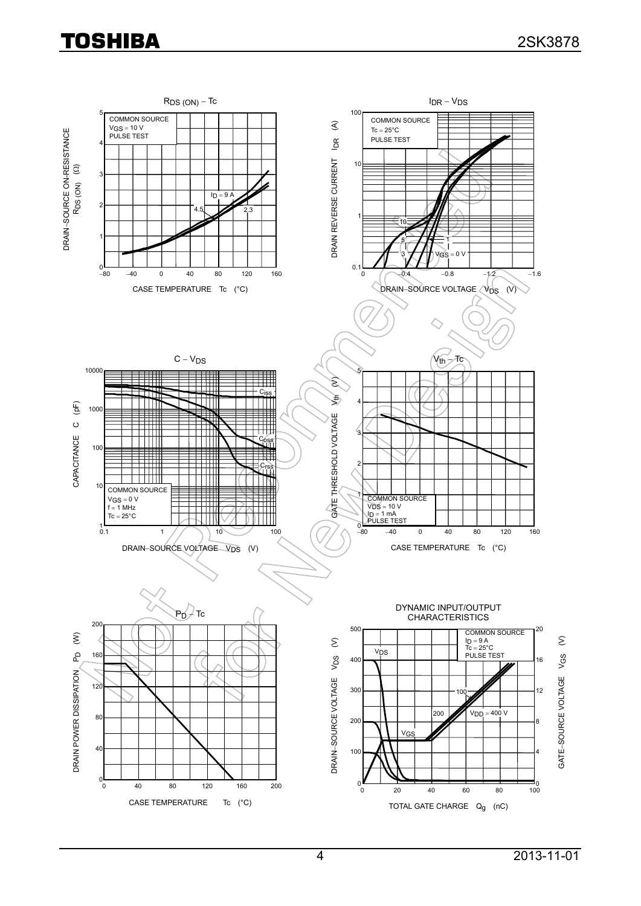$R_{DS (ON)}$ − Tc

COMMON SOURCE
$V_{GS}$ = 10 V
PULSE TEST

DRAIN−SOURCE ON-RESISTANCE $R_{DS (ON)}$ (Ω)

CASE TEMPERATURE Tc (°C)

$I_D$ = 9 A, 4.5, 2.3

$I_{DR}$ − $V_{DS}$

COMMON SOURCE
Tc = 25°C
PULSE TEST

DRAIN REVERSE CURRENT $I_{DR}$ (A)

DRAIN−SOURCE VOLTAGE $V_{DS}$ (V)

10, 5, 3, 1, $V_{GS}$ = 0 V

C − $V_{DS}$

COMMON SOURCE
$V_{GS}$ = 0 V
f = 1 MHz
Tc = 25°C

CAPACITANCE C (pF)

DRAIN−SOURCE VOLTAGE $V_{DS}$ (V)

$C_{iss}$, $C_{oss}$, $C_{rss}$

$V_{th}$ − Tc

COMMON SOURCE
$V_{DS}$ = 10 V
$I_D$ = 1 mA
PULSE TEST

GATE THRESHOLD VOLTAGE $V_{th}$ (V)

CASE TEMPERATURE Tc (°C)

$P_D$ − Tc

DRAIN POWER DISSIPATION $P_D$ (W)

CASE TEMPERATURE Tc (°C)

DYNAMIC INPUT/OUTPUT CHARACTERISTICS

COMMON SOURCE
$I_D$ = 9 A
Tc = 25°C
PULSE TEST

DRAIN−SOURCE VOLTAGE $V_{DS}$ (V)

GATE−SOURCE VOLTAGE $V_{GS}$ (V)

TOTAL GATE CHARGE $Q_g$ (nC)

$V_{DS}$, $V_{GS}$, 100, 200, $V_{DD}$ = 400 V

Not Recommended for New Design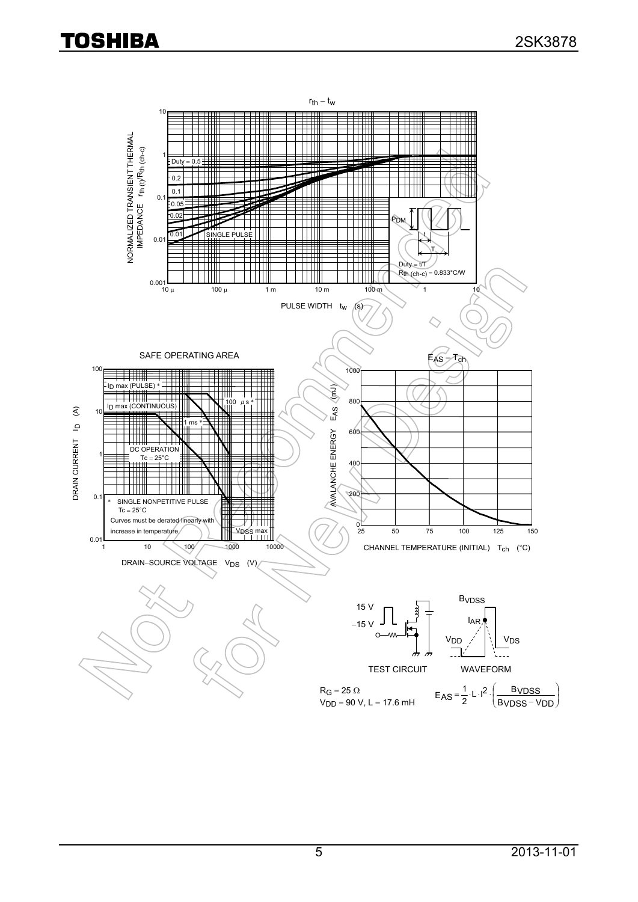$r_{th} - t_w$

NORMALIZED TRANSIENT THERMAL IMPEDANCE $r_{th}(t)/R_{th\,(ch\text{-}c)}$

Duty = 0.5, 0.2, 0.1, 0.05, 0.02, 0.01, SINGLE PULSE

$P_{DM}$, t, T

Duty = t/T
$R_{th\,(ch\text{-}c)}$ = 0.833°C/W

PULSE WIDTH $t_w$ (s)

SAFE OPERATING AREA

$I_D$ max (PULSE) *
$I_D$ max (CONTINUOUS)
100 μs *
1 ms *
DC OPERATION
Tc = 25°C

\* SINGLE NONPETITIVE PULSE
Tc = 25°C
Curves must be derated linearly with increase in temperature.

$V_{DSS}$ max

DRAIN CURRENT $I_D$ (A)

DRAIN−SOURCE VOLTAGE $V_{DS}$ (V)

$E_{AS} - T_{ch}$

AVALANCHE ENERGY $E_{AS}$ (mJ)

CHANNEL TEMPERATURE (INITIAL) $T_{ch}$ (°C)

15 V
−15 V

TEST CIRCUIT

$B_{VDSS}$
$I_{AR}$
$V_{DD}$
$V_{DS}$

WAVEFORM

$R_G$ = 25 Ω
$V_{DD}$ = 90 V, L = 17.6 mH

$$E_{AS} = \frac{1}{2} \cdot L \cdot I^2 \cdot \left( \frac{B_{VDSS}}{B_{VDSS} - V_{DD}} \right)$$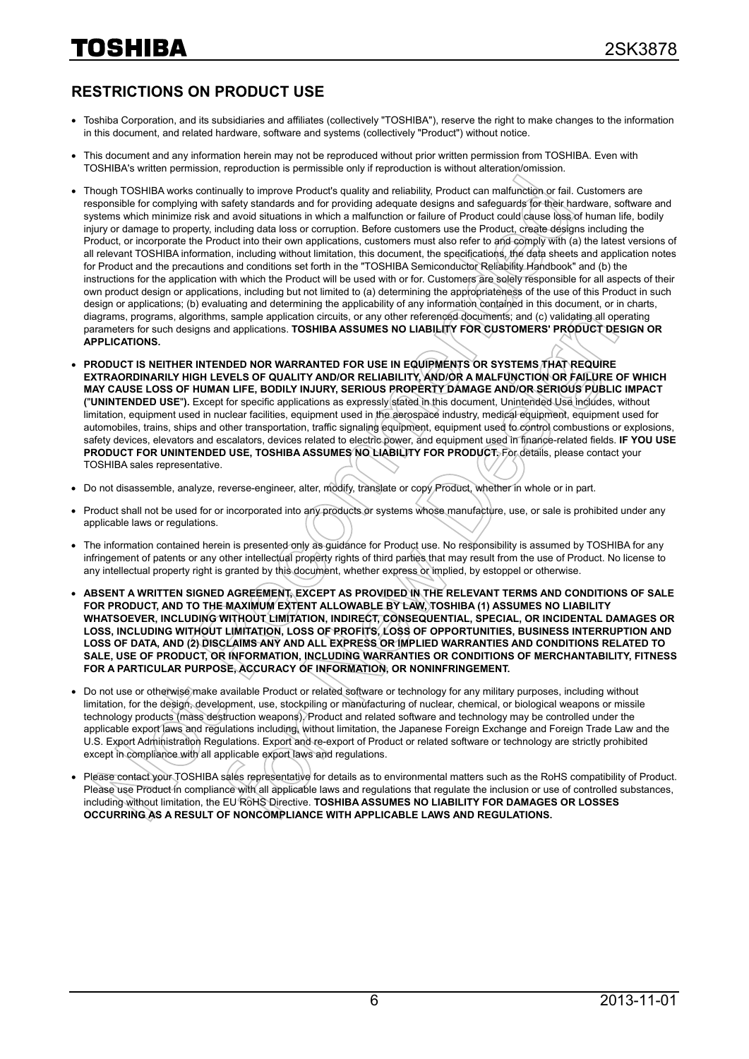## RESTRICTIONS ON PRODUCT USE

- Toshiba Corporation, and its subsidiaries and affiliates (collectively "TOSHIBA"), reserve the right to make changes to the information in this document, and related hardware, software and systems (collectively "Product") without notice.
- This document and any information herein may not be reproduced without prior written permission from TOSHIBA. Even with TOSHIBA's written permission, reproduction is permissible only if reproduction is without alteration/omission.
- Though TOSHIBA works continually to improve Product's quality and reliability, Product can malfunction or fail. Customers are responsible for complying with safety standards and for providing adequate designs and safeguards for their hardware, software and systems which minimize risk and avoid situations in which a malfunction or failure of Product could cause loss of human life, bodily injury or damage to property, including data loss or corruption. Before customers use the Product, create designs including the Product, or incorporate the Product into their own applications, customers must also refer to and comply with (a) the latest versions of all relevant TOSHIBA information, including without limitation, this document, the specifications, the data sheets and application notes for Product and the precautions and conditions set forth in the "TOSHIBA Semiconductor Reliability Handbook" and (b) the instructions for the application with which the Product will be used with or for. Customers are solely responsible for all aspects of their own product design or applications, including but not limited to (a) determining the appropriateness of the use of this Product in such design or applications; (b) evaluating and determining the applicability of any information contained in this document, or in charts, diagrams, programs, algorithms, sample application circuits, or any other referenced documents; and (c) validating all operating parameters for such designs and applications. **TOSHIBA ASSUMES NO LIABILITY FOR CUSTOMERS' PRODUCT DESIGN OR APPLICATIONS.**
- **PRODUCT IS NEITHER INTENDED NOR WARRANTED FOR USE IN EQUIPMENTS OR SYSTEMS THAT REQUIRE EXTRAORDINARILY HIGH LEVELS OF QUALITY AND/OR RELIABILITY, AND/OR A MALFUNCTION OR FAILURE OF WHICH MAY CAUSE LOSS OF HUMAN LIFE, BODILY INJURY, SERIOUS PROPERTY DAMAGE AND/OR SERIOUS PUBLIC IMPACT ("UNINTENDED USE").** Except for specific applications as expressly stated in this document, Unintended Use includes, without limitation, equipment used in nuclear facilities, equipment used in the aerospace industry, medical equipment, equipment used for automobiles, trains, ships and other transportation, traffic signaling equipment, equipment used to control combustions or explosions, safety devices, elevators and escalators, devices related to electric power, and equipment used in finance-related fields. **IF YOU USE PRODUCT FOR UNINTENDED USE, TOSHIBA ASSUMES NO LIABILITY FOR PRODUCT.** For details, please contact your TOSHIBA sales representative.
- Do not disassemble, analyze, reverse-engineer, alter, modify, translate or copy Product, whether in whole or in part.
- Product shall not be used for or incorporated into any products or systems whose manufacture, use, or sale is prohibited under any applicable laws or regulations.
- The information contained herein is presented only as guidance for Product use. No responsibility is assumed by TOSHIBA for any infringement of patents or any other intellectual property rights of third parties that may result from the use of Product. No license to any intellectual property right is granted by this document, whether express or implied, by estoppel or otherwise.
- **ABSENT A WRITTEN SIGNED AGREEMENT, EXCEPT AS PROVIDED IN THE RELEVANT TERMS AND CONDITIONS OF SALE FOR PRODUCT, AND TO THE MAXIMUM EXTENT ALLOWABLE BY LAW, TOSHIBA (1) ASSUMES NO LIABILITY WHATSOEVER, INCLUDING WITHOUT LIMITATION, INDIRECT, CONSEQUENTIAL, SPECIAL, OR INCIDENTAL DAMAGES OR LOSS, INCLUDING WITHOUT LIMITATION, LOSS OF PROFITS, LOSS OF OPPORTUNITIES, BUSINESS INTERRUPTION AND LOSS OF DATA, AND (2) DISCLAIMS ANY AND ALL EXPRESS OR IMPLIED WARRANTIES AND CONDITIONS RELATED TO SALE, USE OF PRODUCT, OR INFORMATION, INCLUDING WARRANTIES OR CONDITIONS OF MERCHANTABILITY, FITNESS FOR A PARTICULAR PURPOSE, ACCURACY OF INFORMATION, OR NONINFRINGEMENT.**
- Do not use or otherwise make available Product or related software or technology for any military purposes, including without limitation, for the design, development, use, stockpiling or manufacturing of nuclear, chemical, or biological weapons or missile technology products (mass destruction weapons). Product and related software and technology may be controlled under the applicable export laws and regulations including, without limitation, the Japanese Foreign Exchange and Foreign Trade Law and the U.S. Export Administration Regulations. Export and re-export of Product or related software or technology are strictly prohibited except in compliance with all applicable export laws and regulations.
- Please contact your TOSHIBA sales representative for details as to environmental matters such as the RoHS compatibility of Product. Please use Product in compliance with all applicable laws and regulations that regulate the inclusion or use of controlled substances, including without limitation, the EU RoHS Directive. **TOSHIBA ASSUMES NO LIABILITY FOR DAMAGES OR LOSSES OCCURRING AS A RESULT OF NONCOMPLIANCE WITH APPLICABLE LAWS AND REGULATIONS.**